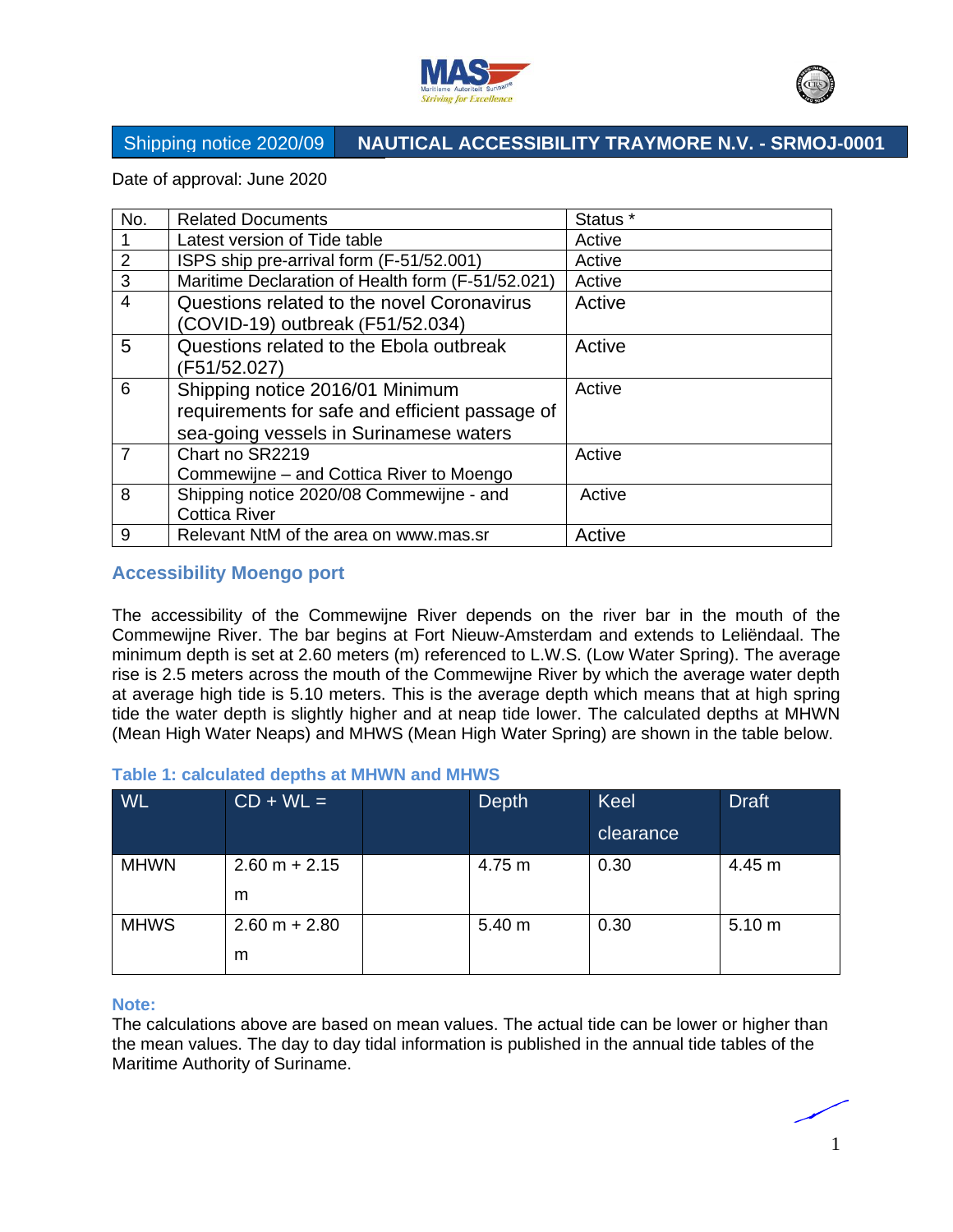Shipping notice 2020/09 — **NAUTICAL ACCESSIBILITY TRAYMORE N.V. - SRMOJ-0001**

Date of approval: June 2020

| No. | Related Documents | Status * |
|---|---|---|
| 1 | Latest version of Tide table | Active |
| 2 | ISPS ship pre-arrival form (F-51/52.001) | Active |
| 3 | Maritime Declaration of Health form (F-51/52.021) | Active |
| 4 | Questions related to the novel Coronavirus (COVID-19) outbreak (F51/52.034) | Active |
| 5 | Questions related to the Ebola outbreak (F51/52.027) | Active |
| 6 | Shipping notice 2016/01 Minimum requirements for safe and efficient passage of sea-going vessels in Surinamese waters | Active |
| 7 | Chart no SR2219 Commewijne – and Cottica River to Moengo | Active |
| 8 | Shipping notice 2020/08 Commewijne - and Cottica River | Active |
| 9 | Relevant NtM of the area on www.mas.sr | Active |

## Accessibility Moengo port

The accessibility of the Commewijne River depends on the river bar in the mouth of the Commewijne River. The bar begins at Fort Nieuw-Amsterdam and extends to Leliëndaal. The minimum depth is set at 2.60 meters (m) referenced to L.W.S. (Low Water Spring). The average rise is 2.5 meters across the mouth of the Commewijne River by which the average water depth at average high tide is 5.10 meters. This is the average depth which means that at high spring tide the water depth is slightly higher and at neap tide lower. The calculated depths at MHWN (Mean High Water Neaps) and MHWS (Mean High Water Spring) are shown in the table below.

**Table 1: calculated depths at MHWN and MHWS**

| WL | CD + WL = | | Depth | Keel clearance | Draft |
|---|---|---|---|---|---|
| MHWN | 2.60 m + 2.15 m | | 4.75 m | 0.30 | 4.45 m |
| MHWS | 2.60 m + 2.80 m | | 5.40 m | 0.30 | 5.10 m |

**Note:**
The calculations above are based on mean values. The actual tide can be lower or higher than the mean values. The day to day tidal information is published in the annual tide tables of the Maritime Authority of Suriname.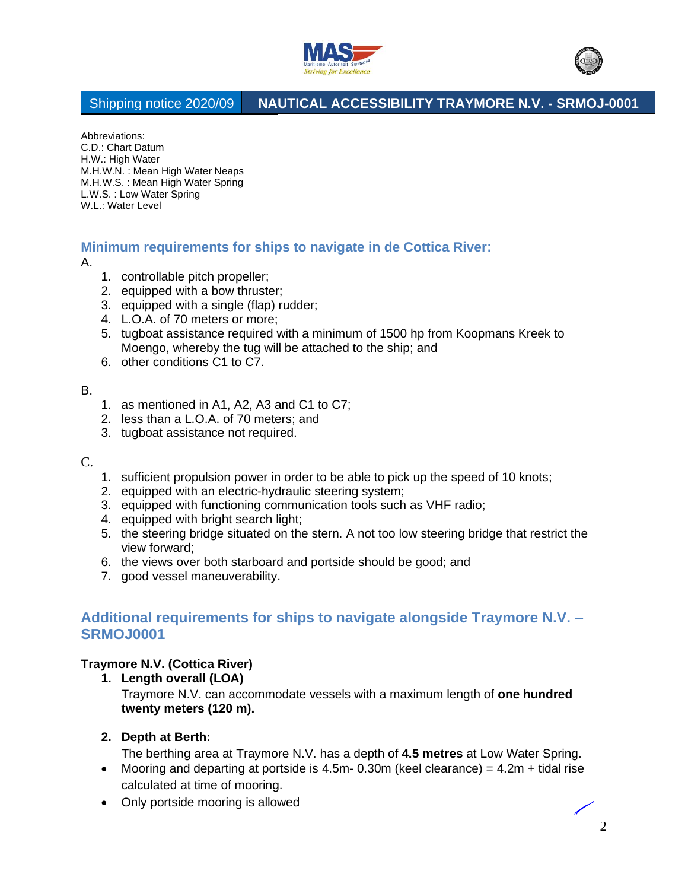Shipping notice 2020/09 **NAUTICAL ACCESSIBILITY TRAYMORE N.V. - SRMOJ-0001**

Abbreviations:
C.D.: Chart Datum
H.W.: High Water
M.H.W.N. : Mean High Water Neaps
M.H.W.S. : Mean High Water Spring
L.W.S. : Low Water Spring
W.L.: Water Level

## Minimum requirements for ships to navigate in de Cottica River:

A.

1. controllable pitch propeller;
2. equipped with a bow thruster;
3. equipped with a single (flap) rudder;
4. L.O.A. of 70 meters or more;
5. tugboat assistance required with a minimum of 1500 hp from Koopmans Kreek to Moengo, whereby the tug will be attached to the ship; and
6. other conditions C1 to C7.

B.

1. as mentioned in A1, A2, A3 and C1 to C7;
2. less than a L.O.A. of 70 meters; and
3. tugboat assistance not required.

C.

1. sufficient propulsion power in order to be able to pick up the speed of 10 knots;
2. equipped with an electric-hydraulic steering system;
3. equipped with functioning communication tools such as VHF radio;
4. equipped with bright search light;
5. the steering bridge situated on the stern. A not too low steering bridge that restrict the view forward;
6. the views over both starboard and portside should be good; and
7. good vessel maneuverability.

## Additional requirements for ships to navigate alongside Traymore N.V. – SRMOJ0001

**Traymore N.V. (Cottica River)**

1. **Length overall (LOA)**
   Traymore N.V. can accommodate vessels with a maximum length of **one hundred twenty meters (120 m).**

2. **Depth at Berth:**
   The berthing area at Traymore N.V. has a depth of **4.5 metres** at Low Water Spring.

- Mooring and departing at portside is 4.5m- 0.30m (keel clearance) = 4.2m + tidal rise calculated at time of mooring.
- Only portside mooring is allowed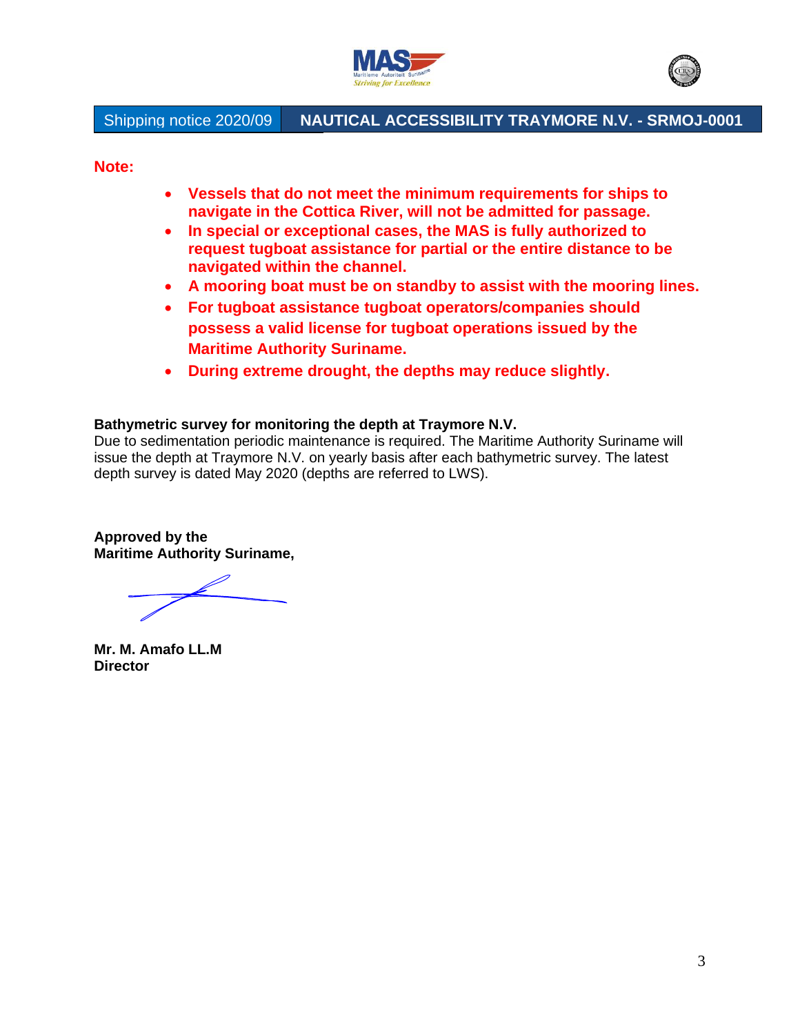Shipping notice 2020/09 | **NAUTICAL ACCESSIBILITY TRAYMORE N.V. - SRMOJ-0001**

**Note:**

- **Vessels that do not meet the minimum requirements for ships to navigate in the Cottica River, will not be admitted for passage.**
- **In special or exceptional cases, the MAS is fully authorized to request tugboat assistance for partial or the entire distance to be navigated within the channel.**
- **A mooring boat must be on standby to assist with the mooring lines.**
- **For tugboat assistance tugboat operators/companies should possess a valid license for tugboat operations issued by the Maritime Authority Suriname.**
- **During extreme drought, the depths may reduce slightly.**

**Bathymetric survey for monitoring the depth at Traymore N.V.**

Due to sedimentation periodic maintenance is required. The Maritime Authority Suriname will issue the depth at Traymore N.V. on yearly basis after each bathymetric survey. The latest depth survey is dated May 2020 (depths are referred to LWS).

**Approved by the**
**Maritime Authority Suriname,**

**Mr. M. Amafo LL.M**
**Director**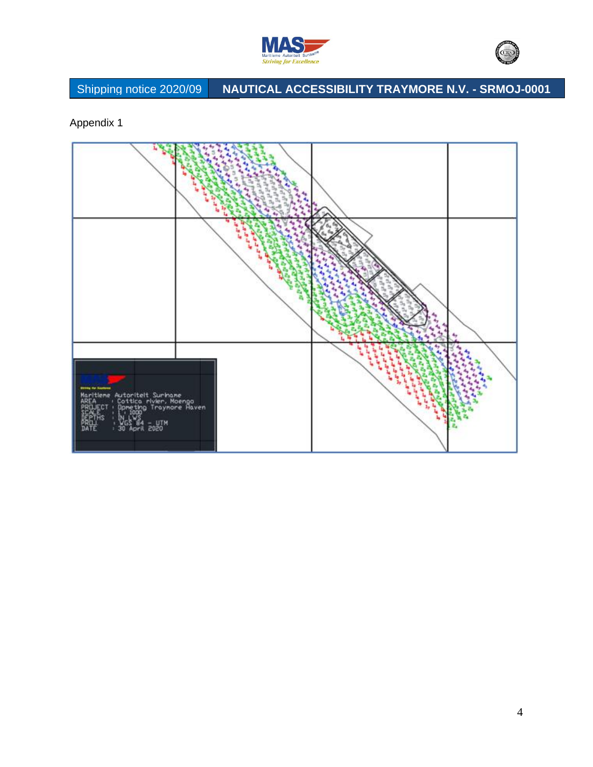Appendix 1

Maritieme Autoriteit Suriname
AREA : Cottica rivier, Moengo
PROJECT : Opmeting Traymore Haven
SCALE : 1 : 1000
DEPTHS : IN LWS
PROJ. : WGS 84 - UTM
DATE : 30 April 2020